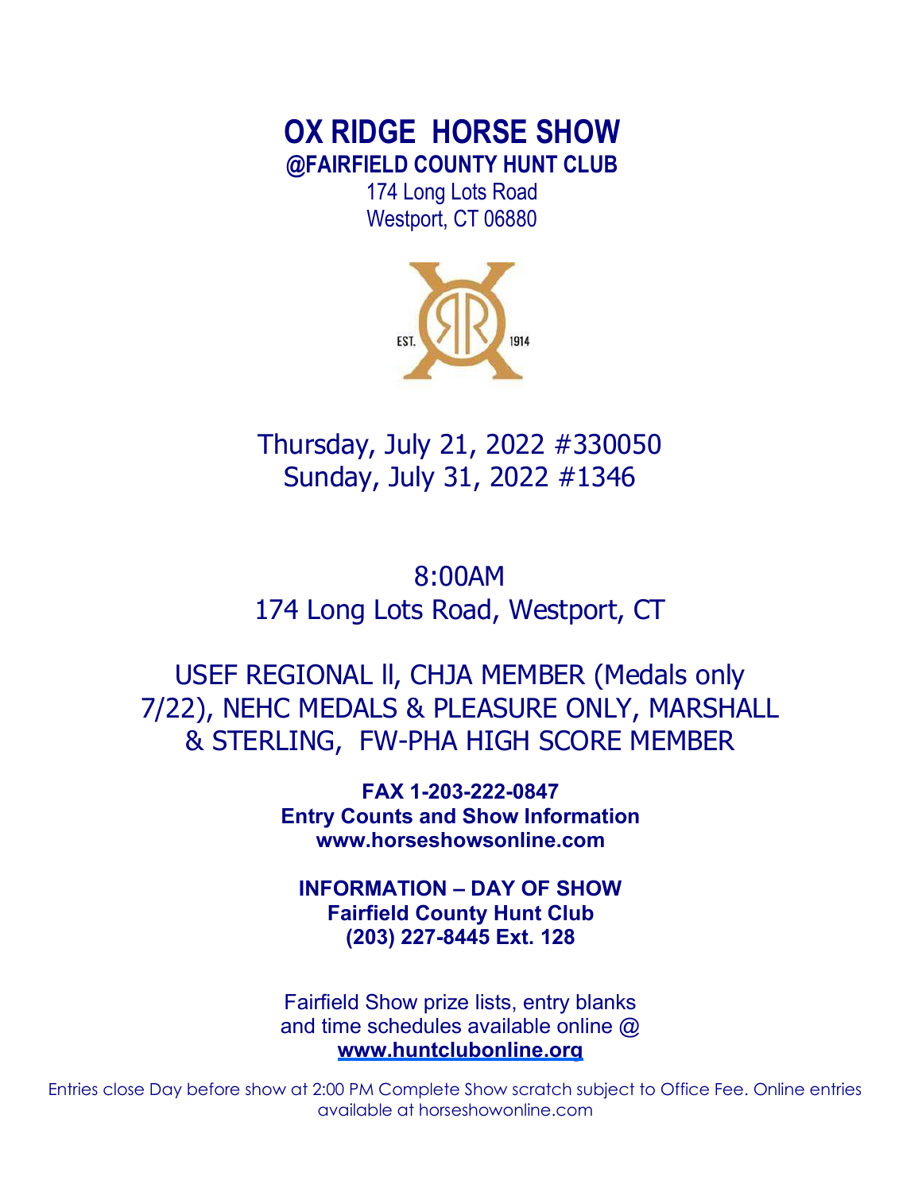# OX RIDGE HORSE SHOW

## @FAIRFIELD COUNTY HUNT CLUB

174 Long Lots Road
Westport, CT 06880

EST. 1914

Thursday, July 21, 2022 #330050
Sunday, July 31, 2022 #1346

8:00AM
174 Long Lots Road, Westport, CT

USEF REGIONAL ll, CHJA MEMBER (Medals only 7/22), NEHC MEDALS & PLEASURE ONLY, MARSHALL & STERLING, FW-PHA HIGH SCORE MEMBER

**FAX 1-203-222-0847**
**Entry Counts and Show Information**
**www.horseshowsonline.com**

**INFORMATION – DAY OF SHOW**
**Fairfield County Hunt Club**
**(203) 227-8445 Ext. 128**

Fairfield Show prize lists, entry blanks and time schedules available online @
**www.huntclubonline.org**

Entries close Day before show at 2:00 PM Complete Show scratch subject to Office Fee. Online entries available at horseshowonline.com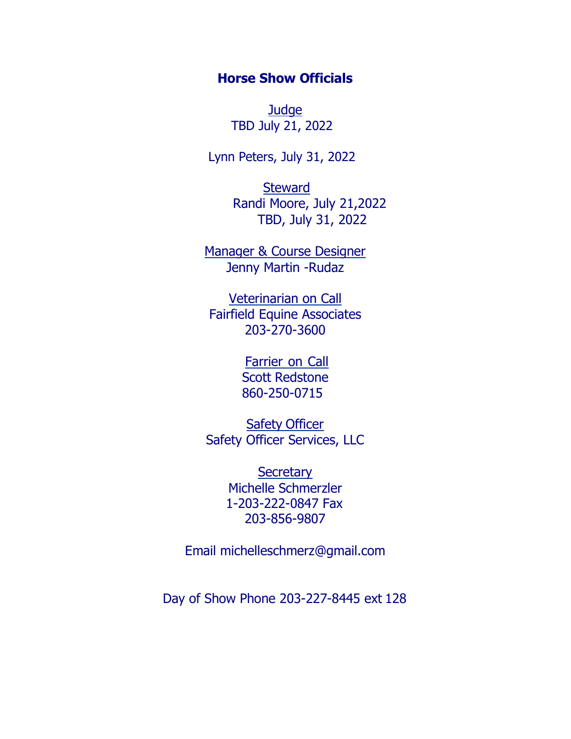## Horse Show Officials

Judge

TBD July 21, 2022

Lynn Peters, July 31, 2022

Steward

Randi Moore, July 21,2022

TBD, July 31, 2022

Manager & Course Designer

Jenny Martin -Rudaz

Veterinarian on Call

Fairfield Equine Associates

203-270-3600

Farrier on Call

Scott Redstone

860-250-0715

Safety Officer

Safety Officer Services, LLC

Secretary

Michelle Schmerzler

1-203-222-0847 Fax

203-856-9807

Email michelleschmerz@gmail.com

Day of Show Phone 203-227-8445 ext 128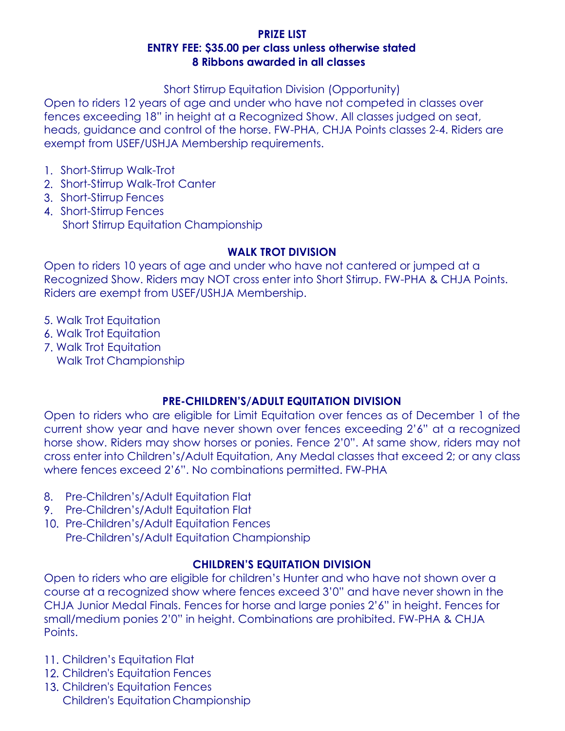**PRIZE LIST**
**ENTRY FEE: $35.00 per class unless otherwise stated**
**8 Ribbons awarded in all classes**

## Short Stirrup Equitation Division (Opportunity)

Open to riders 12 years of age and under who have not competed in classes over fences exceeding 18" in height at a Recognized Show. All classes judged on seat, heads, guidance and control of the horse. FW-PHA, CHJA Points classes 2-4. Riders are exempt from USEF/USHJA Membership requirements.

1. Short-Stirrup Walk-Trot
2. Short-Stirrup Walk-Trot Canter
3. Short-Stirrup Fences
4. Short-Stirrup Fences

   Short Stirrup Equitation Championship

## WALK TROT DIVISION

Open to riders 10 years of age and under who have not cantered or jumped at a Recognized Show. Riders may NOT cross enter into Short Stirrup. FW-PHA & CHJA Points. Riders are exempt from USEF/USHJA Membership.

5. Walk Trot Equitation
6. Walk Trot Equitation
7. Walk Trot Equitation

   Walk Trot Championship

## PRE-CHILDREN'S/ADULT EQUITATION DIVISION

Open to riders who are eligible for Limit Equitation over fences as of December 1 of the current show year and have never shown over fences exceeding 2'6" at a recognized horse show. Riders may show horses or ponies. Fence 2'0". At same show, riders may not cross enter into Children's/Adult Equitation, Any Medal classes that exceed 2; or any class where fences exceed 2'6". No combinations permitted. FW-PHA

8. Pre-Children's/Adult Equitation Flat
9. Pre-Children's/Adult Equitation Flat
10. Pre-Children's/Adult Equitation Fences

    Pre-Children's/Adult Equitation Championship

## CHILDREN'S EQUITATION DIVISION

Open to riders who are eligible for children's Hunter and who have not shown over a course at a recognized show where fences exceed 3'0" and have never shown in the CHJA Junior Medal Finals. Fences for horse and large ponies 2'6" in height. Fences for small/medium ponies 2'0" in height. Combinations are prohibited. FW-PHA & CHJA Points.

11. Children's Equitation Flat
12. Children's Equitation Fences
13. Children's Equitation Fences

    Children's Equitation Championship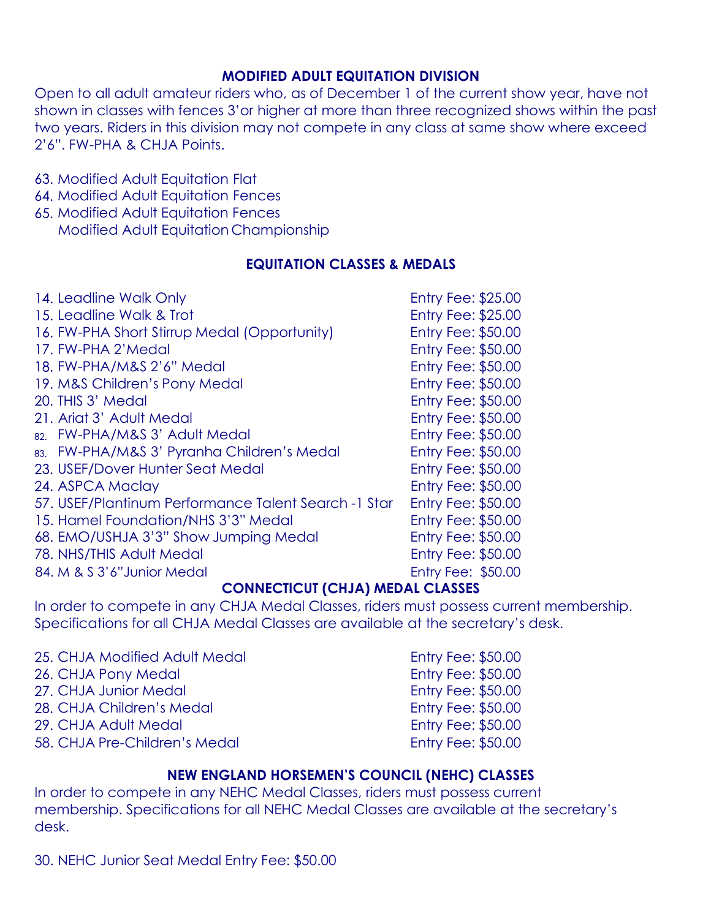## MODIFIED ADULT EQUITATION DIVISION

Open to all adult amateur riders who, as of December 1 of the current show year, have not shown in classes with fences 3'or higher at more than three recognized shows within the past two years. Riders in this division may not compete in any class at same show where exceed 2'6". FW-PHA & CHJA Points.

63. Modified Adult Equitation Flat
64. Modified Adult Equitation Fences
65. Modified Adult Equitation Fences
    Modified Adult Equitation Championship

## EQUITATION CLASSES & MEDALS

| Class | Entry Fee |
|---|---|
| 14. Leadline Walk Only | Entry Fee: $25.00 |
| 15. Leadline Walk & Trot | Entry Fee: $25.00 |
| 16. FW-PHA Short Stirrup Medal (Opportunity) | Entry Fee: $50.00 |
| 17. FW-PHA 2'Medal | Entry Fee: $50.00 |
| 18. FW-PHA/M&S 2'6" Medal | Entry Fee: $50.00 |
| 19. M&S Children's Pony Medal | Entry Fee: $50.00 |
| 20. THIS 3' Medal | Entry Fee: $50.00 |
| 21. Ariat 3' Adult Medal | Entry Fee: $50.00 |
| 82. FW-PHA/M&S 3' Adult Medal | Entry Fee: $50.00 |
| 83. FW-PHA/M&S 3' Pyranha Children's Medal | Entry Fee: $50.00 |
| 23. USEF/Dover Hunter Seat Medal | Entry Fee: $50.00 |
| 24. ASPCA Maclay | Entry Fee: $50.00 |
| 57. USEF/Plantinum Performance Talent Search -1 Star | Entry Fee: $50.00 |
| 15. Hamel Foundation/NHS 3'3" Medal | Entry Fee: $50.00 |
| 68. EMO/USHJA 3'3" Show Jumping Medal | Entry Fee: $50.00 |
| 78. NHS/THIS Adult Medal | Entry Fee: $50.00 |
| 84. M & S 3'6"Junior Medal | Entry Fee: $50.00 |

## CONNECTICUT (CHJA) MEDAL CLASSES

In order to compete in any CHJA Medal Classes, riders must possess current membership. Specifications for all CHJA Medal Classes are available at the secretary's desk.

| Class | Entry Fee |
|---|---|
| 25. CHJA Modified Adult Medal | Entry Fee: $50.00 |
| 26. CHJA Pony Medal | Entry Fee: $50.00 |
| 27. CHJA Junior Medal | Entry Fee: $50.00 |
| 28. CHJA Children's Medal | Entry Fee: $50.00 |
| 29. CHJA Adult Medal | Entry Fee: $50.00 |
| 58. CHJA Pre-Children's Medal | Entry Fee: $50.00 |

## NEW ENGLAND HORSEMEN'S COUNCIL (NEHC) CLASSES

In order to compete in any NEHC Medal Classes, riders must possess current membership. Specifications for all NEHC Medal Classes are available at the secretary's desk.

30. NEHC Junior Seat Medal Entry Fee: $50.00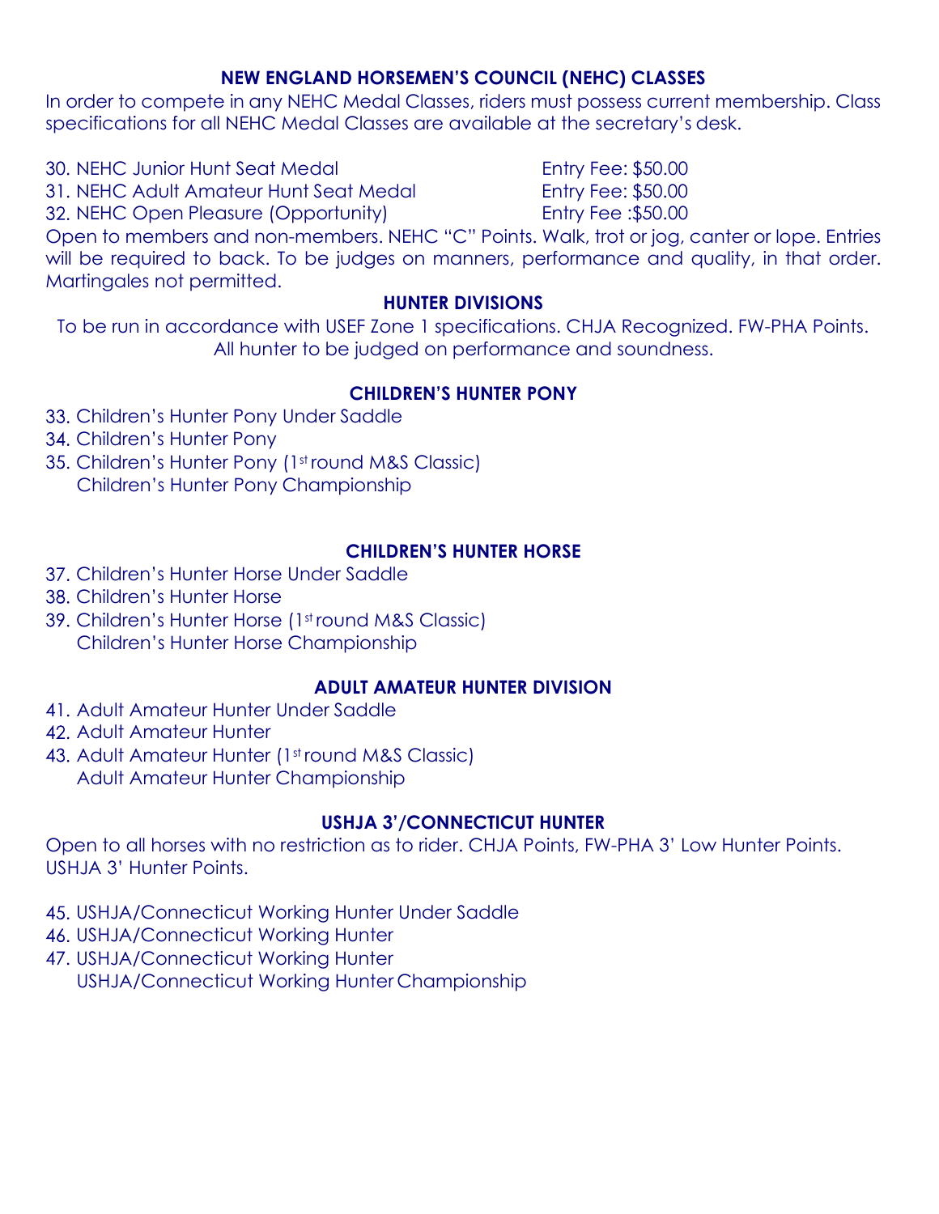## NEW ENGLAND HORSEMEN'S COUNCIL (NEHC) CLASSES

In order to compete in any NEHC Medal Classes, riders must possess current membership. Class specifications for all NEHC Medal Classes are available at the secretary's desk.

30. NEHC Junior Hunt Seat Medal — Entry Fee: $50.00
31. NEHC Adult Amateur Hunt Seat Medal — Entry Fee: $50.00
32. NEHC Open Pleasure (Opportunity) — Entry Fee :$50.00

Open to members and non-members. NEHC "C" Points. Walk, trot or jog, canter or lope. Entries will be required to back. To be judges on manners, performance and quality, in that order. Martingales not permitted.

## HUNTER DIVISIONS

To be run in accordance with USEF Zone 1 specifications. CHJA Recognized. FW-PHA Points. All hunter to be judged on performance and soundness.

### CHILDREN'S HUNTER PONY

33. Children's Hunter Pony Under Saddle
34. Children's Hunter Pony
35. Children's Hunter Pony (1st round M&S Classic)
    Children's Hunter Pony Championship

### CHILDREN'S HUNTER HORSE

37. Children's Hunter Horse Under Saddle
38. Children's Hunter Horse
39. Children's Hunter Horse (1st round M&S Classic)
    Children's Hunter Horse Championship

### ADULT AMATEUR HUNTER DIVISION

41. Adult Amateur Hunter Under Saddle
42. Adult Amateur Hunter
43. Adult Amateur Hunter (1st round M&S Classic)
    Adult Amateur Hunter Championship

### USHJA 3'/CONNECTICUT HUNTER

Open to all horses with no restriction as to rider. CHJA Points, FW-PHA 3' Low Hunter Points. USHJA 3' Hunter Points.

45. USHJA/Connecticut Working Hunter Under Saddle
46. USHJA/Connecticut Working Hunter
47. USHJA/Connecticut Working Hunter
    USHJA/Connecticut Working Hunter Championship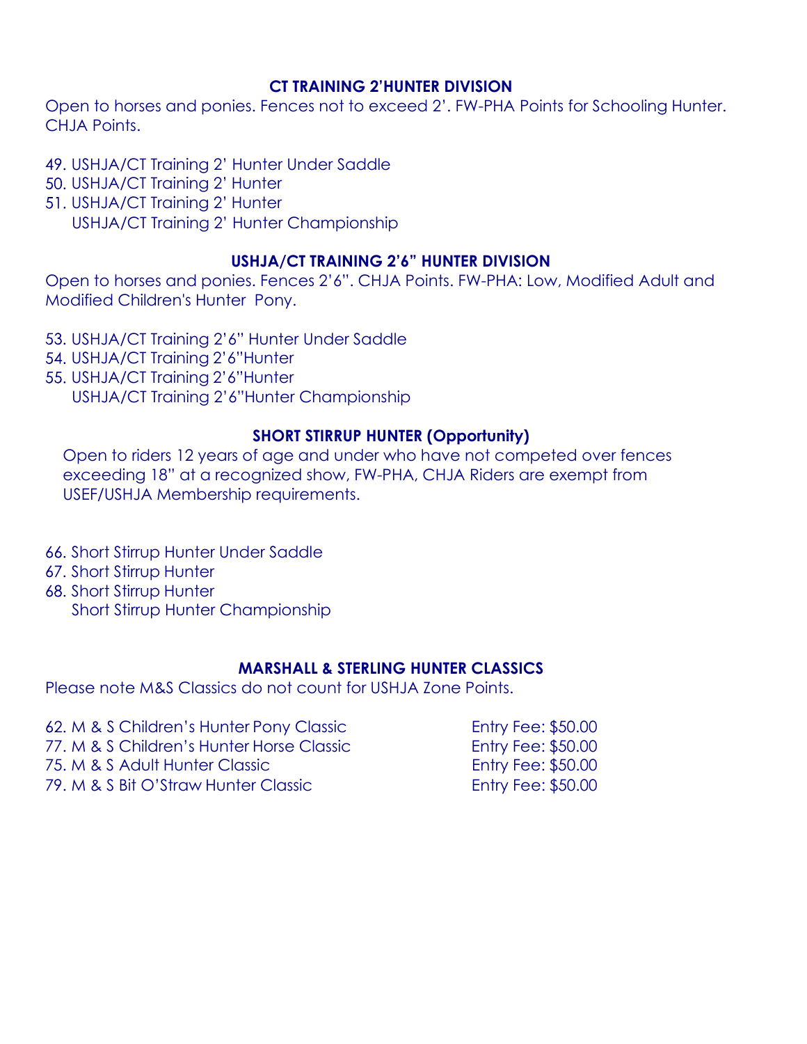## CT TRAINING 2'HUNTER DIVISION

Open to horses and ponies. Fences not to exceed 2'. FW-PHA Points for Schooling Hunter. CHJA Points.

49. USHJA/CT Training 2' Hunter Under Saddle
50. USHJA/CT Training 2' Hunter
51. USHJA/CT Training 2' Hunter
    USHJA/CT Training 2' Hunter Championship

## USHJA/CT TRAINING 2'6" HUNTER DIVISION

Open to horses and ponies. Fences 2'6". CHJA Points. FW-PHA: Low, Modified Adult and Modified Children's Hunter Pony.

53. USHJA/CT Training 2'6" Hunter Under Saddle
54. USHJA/CT Training 2'6"Hunter
55. USHJA/CT Training 2'6"Hunter
    USHJA/CT Training 2'6"Hunter Championship

## SHORT STIRRUP HUNTER (Opportunity)

Open to riders 12 years of age and under who have not competed over fences exceeding 18" at a recognized show, FW-PHA, CHJA Riders are exempt from USEF/USHJA Membership requirements.

66. Short Stirrup Hunter Under Saddle
67. Short Stirrup Hunter
68. Short Stirrup Hunter
    Short Stirrup Hunter Championship

## MARSHALL & STERLING HUNTER CLASSICS

Please note M&S Classics do not count for USHJA Zone Points.

| Class | Entry Fee |
| --- | --- |
| 62. M & S Children's Hunter Pony Classic | Entry Fee: $50.00 |
| 77. M & S Children's Hunter Horse Classic | Entry Fee: $50.00 |
| 75. M & S Adult Hunter Classic | Entry Fee: $50.00 |
| 79. M & S Bit O'Straw Hunter Classic | Entry Fee: $50.00 |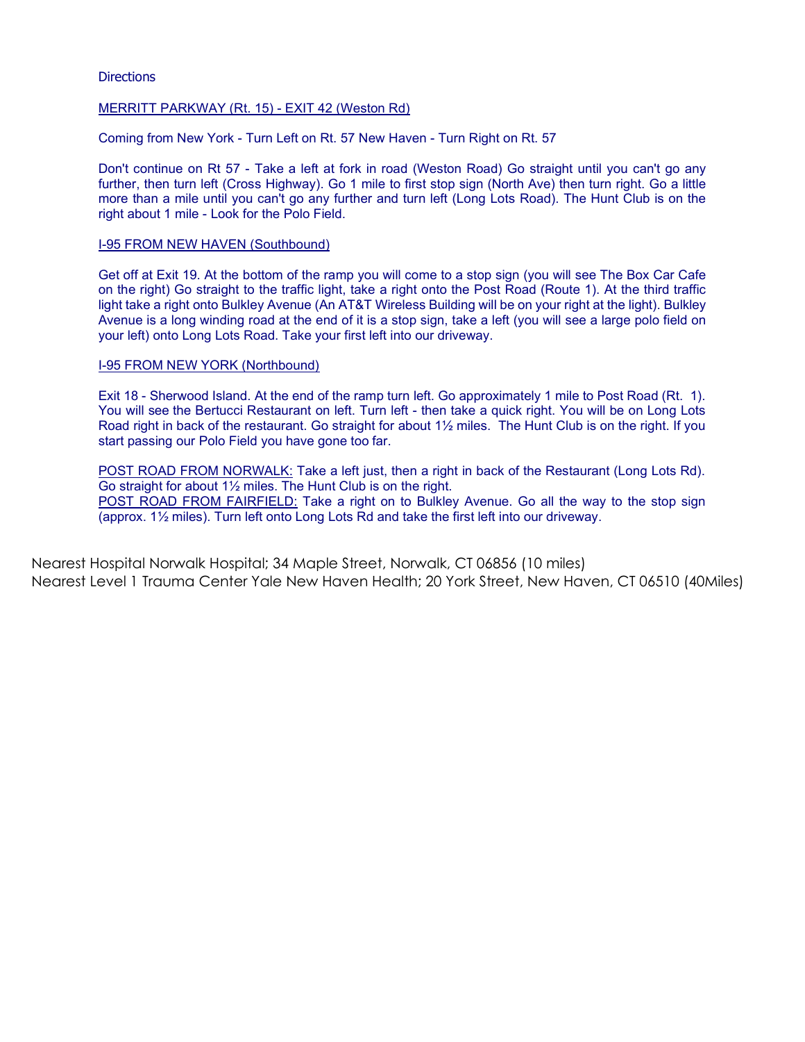Directions

MERRITT PARKWAY (Rt. 15) - EXIT 42 (Weston Rd)

Coming from New York - Turn Left on Rt. 57 New Haven - Turn Right on Rt. 57

Don't continue on Rt 57 - Take a left at fork in road (Weston Road) Go straight until you can't go any further, then turn left (Cross Highway). Go 1 mile to first stop sign (North Ave) then turn right. Go a little more than a mile until you can't go any further and turn left (Long Lots Road). The Hunt Club is on the right about 1 mile - Look for the Polo Field.

I-95 FROM NEW HAVEN (Southbound)

Get off at Exit 19. At the bottom of the ramp you will come to a stop sign (you will see The Box Car Cafe on the right) Go straight to the traffic light, take a right onto the Post Road (Route 1). At the third traffic light take a right onto Bulkley Avenue (An AT&T Wireless Building will be on your right at the light). Bulkley Avenue is a long winding road at the end of it is a stop sign, take a left (you will see a large polo field on your left) onto Long Lots Road. Take your first left into our driveway.

I-95 FROM NEW YORK (Northbound)

Exit 18 - Sherwood Island. At the end of the ramp turn left. Go approximately 1 mile to Post Road (Rt. 1). You will see the Bertucci Restaurant on left. Turn left - then take a quick right. You will be on Long Lots Road right in back of the restaurant. Go straight for about 1½ miles. The Hunt Club is on the right. If you start passing our Polo Field you have gone too far.

POST ROAD FROM NORWALK: Take a left just, then a right in back of the Restaurant (Long Lots Rd). Go straight for about 1½ miles. The Hunt Club is on the right.
POST ROAD FROM FAIRFIELD: Take a right on to Bulkley Avenue. Go all the way to the stop sign (approx. 1½ miles). Turn left onto Long Lots Rd and take the first left into our driveway.

Nearest Hospital Norwalk Hospital; 34 Maple Street, Norwalk, CT 06856 (10 miles)
Nearest Level 1 Trauma Center Yale New Haven Health; 20 York Street, New Haven, CT 06510 (40Miles)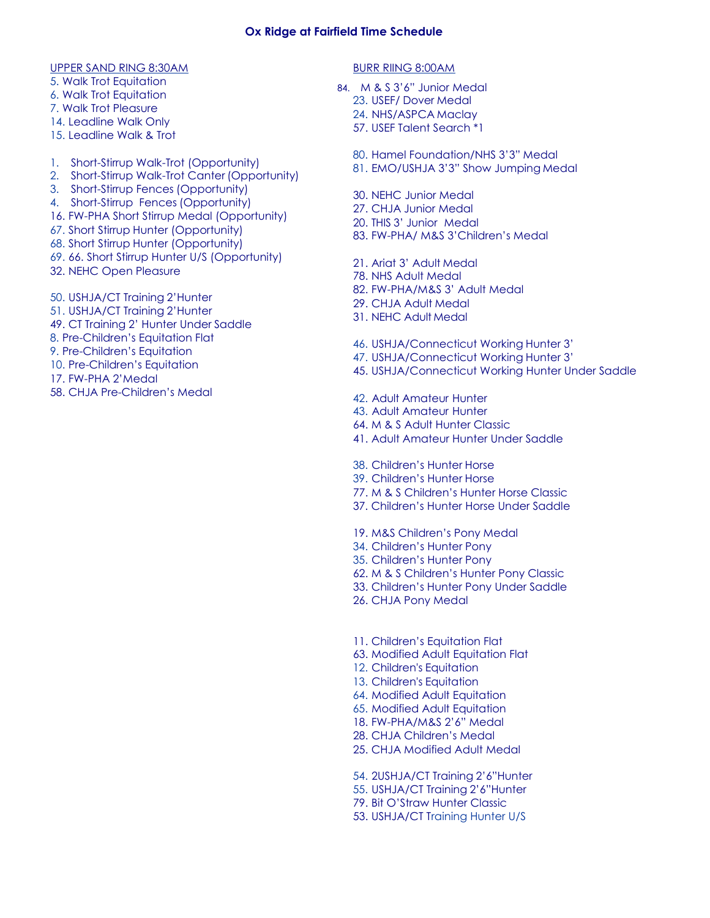# Ox Ridge at Fairfield Time Schedule

UPPER SAND RING 8:30AM

5. Walk Trot Equitation
6. Walk Trot Equitation
7. Walk Trot Pleasure
14. Leadline Walk Only
15. Leadline Walk & Trot

1. Short-Stirrup Walk-Trot (Opportunity)
2. Short-Stirrup Walk-Trot Canter (Opportunity)
3. Short-Stirrup Fences (Opportunity)
4. Short-Stirrup Fences (Opportunity)
16. FW-PHA Short Stirrup Medal (Opportunity)
67. Short Stirrup Hunter (Opportunity)
68. Short Stirrup Hunter (Opportunity)
69. 66. Short Stirrup Hunter U/S (Opportunity)
32. NEHC Open Pleasure

50. USHJA/CT Training 2'Hunter
51. USHJA/CT Training 2'Hunter
49. CT Training 2' Hunter Under Saddle
8. Pre-Children's Equitation Flat
9. Pre-Children's Equitation
10. Pre-Children's Equitation
17. FW-PHA 2'Medal
58. CHJA Pre-Children's Medal

BURR RIING 8:00AM

84. M & S 3'6" Junior Medal
23. USEF/ Dover Medal
24. NHS/ASPCA Maclay
57. USEF Talent Search *1

80. Hamel Foundation/NHS 3'3" Medal
81. EMO/USHJA 3'3" Show Jumping Medal

30. NEHC Junior Medal
27. CHJA Junior Medal
20. THIS 3' Junior Medal
83. FW-PHA/ M&S 3'Children's Medal

21. Ariat 3' Adult Medal
78. NHS Adult Medal
82. FW-PHA/M&S 3' Adult Medal
29. CHJA Adult Medal
31. NEHC Adult Medal

46. USHJA/Connecticut Working Hunter 3'
47. USHJA/Connecticut Working Hunter 3'
45. USHJA/Connecticut Working Hunter Under Saddle

42. Adult Amateur Hunter
43. Adult Amateur Hunter
64. M & S Adult Hunter Classic
41. Adult Amateur Hunter Under Saddle

38. Children's Hunter Horse
39. Children's Hunter Horse
77. M & S Children's Hunter Horse Classic
37. Children's Hunter Horse Under Saddle

19. M&S Children's Pony Medal
34. Children's Hunter Pony
35. Children's Hunter Pony
62. M & S Children's Hunter Pony Classic
33. Children's Hunter Pony Under Saddle
26. CHJA Pony Medal

11. Children's Equitation Flat
63. Modified Adult Equitation Flat
12. Children's Equitation
13. Children's Equitation
64. Modified Adult Equitation
65. Modified Adult Equitation
18. FW-PHA/M&S 2'6" Medal
28. CHJA Children's Medal
25. CHJA Modified Adult Medal

54. 2USHJA/CT Training 2'6"Hunter
55. USHJA/CT Training 2'6"Hunter
79. Bit O'Straw Hunter Classic
53. USHJA/CT Training Hunter U/S